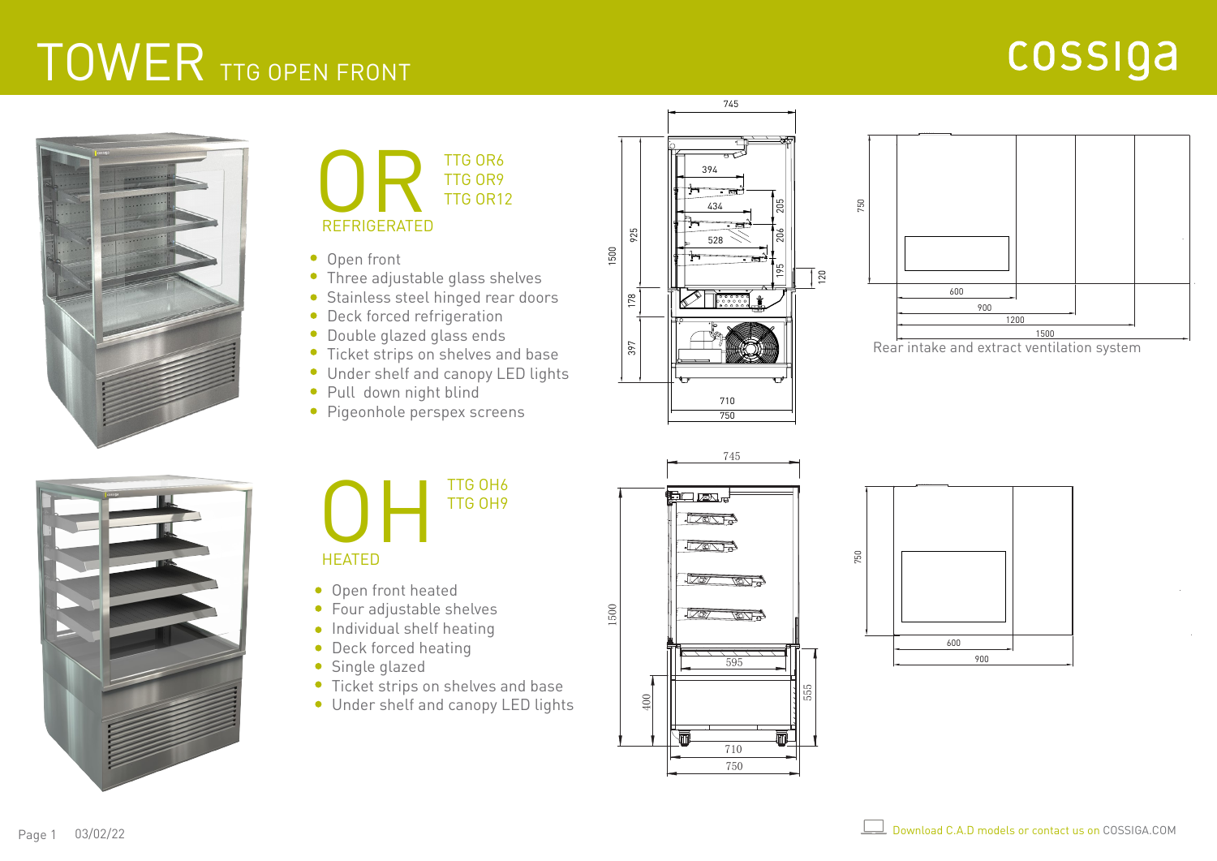# TOWER TTG OPEN FRONT

cossiga

## OR REFRIGERATED

TTG OR6
TTG OR9
TTG OR12

- Open front
- Three adjustable glass shelves
- Stainless steel hinged rear doors
- Deck forced refrigeration
- Double glazed glass ends
- Ticket strips on shelves and base
- Under shelf and canopy LED lights
- Pull down night blind
- Pigeonhole perspex screens

745
394
434
528
205
206
195
120
1500
925
178
397
710
750

750
600
900
1200
1500

Rear intake and extract ventilation system

## OH HEATED

TTG OH6
TTG OH9

- Open front heated
- Four adjustable shelves
- Individual shelf heating
- Deck forced heating
- Single glazed
- Ticket strips on shelves and base
- Under shelf and canopy LED lights

745
1500
595
400
555
710
750

750
600
900

Download C.A.D models or contact us on COSSIGA.COM

Page 1 03/02/22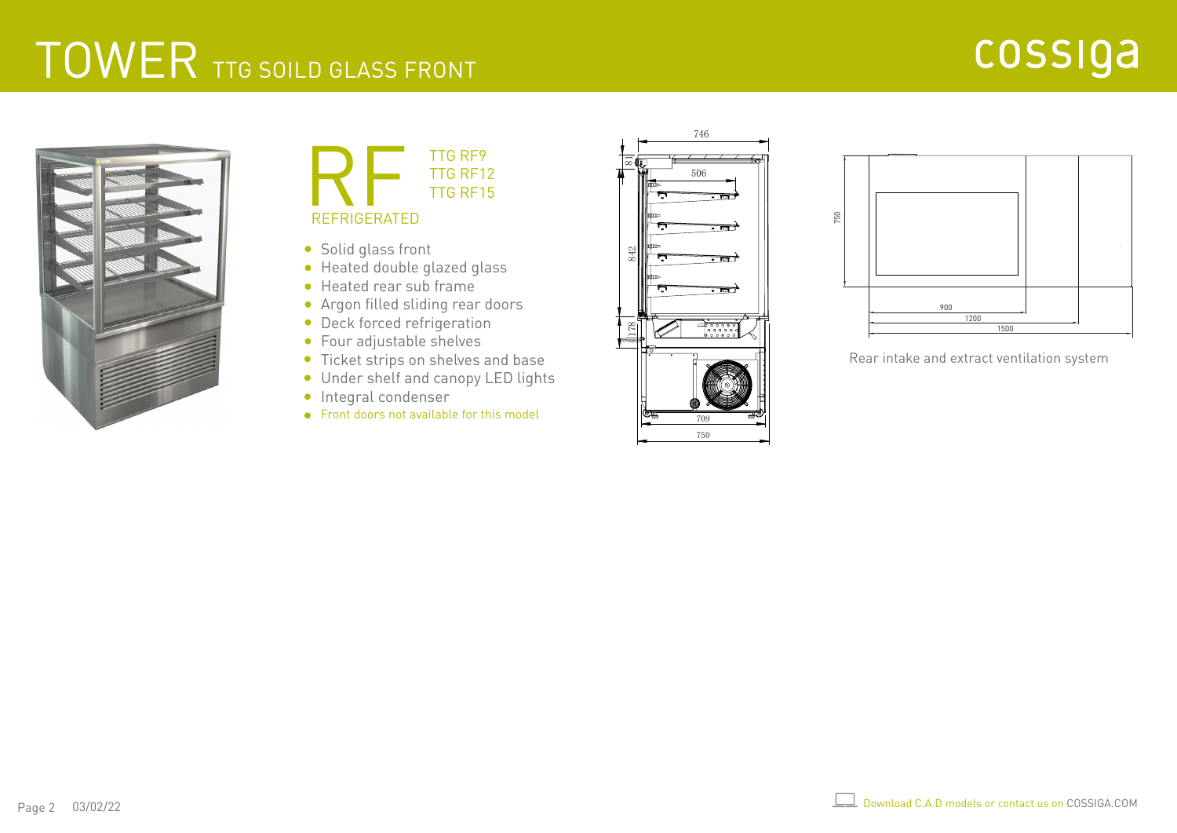# TOWER TTG SOILD GLASS FRONT

cossiga

## RF REFRIGERATED

TTG RF9
TTG RF12
TTG RF15

- Solid glass front
- Heated double glazed glass
- Heated rear sub frame
- Argon filled sliding rear doors
- Deck forced refrigeration
- Four adjustable shelves
- Ticket strips on shelves and base
- Under shelf and canopy LED lights
- Integral condenser
- Front doors not available for this model

746
506
81
842
178
709
750

750
900
1200
1500

Rear intake and extract ventilation system

Download C.A.D models or contact us on COSSIGA.COM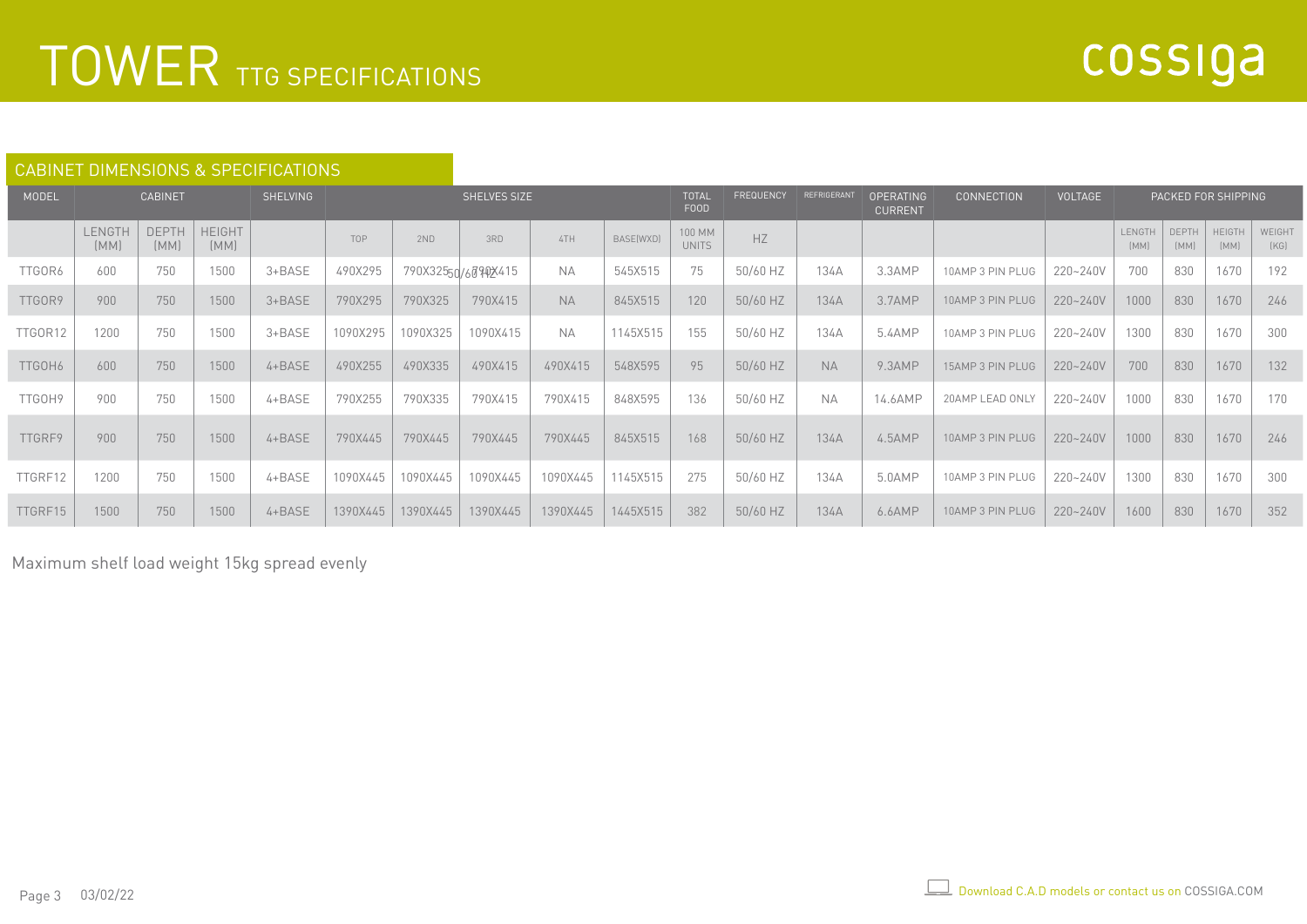# TOWER TTG SPECIFICATIONS

cossiga

## CABINET DIMENSIONS & SPECIFICATIONS

| MODEL | CABINET | | | SHELVING | SHELVES SIZE | | | | | TOTAL FOOD | FREQUENCY | REFRIGERANT | OPERATING CURRENT | CONNECTION | VOLTAGE | PACKED FOR SHIPPING | | | |
|---|---|---|---|---|---|---|---|---|---|---|---|---|---|---|---|---|---|---|---|
| | LENGTH (MM) | DEPTH (MM) | HEIGHT (MM) | | TOP | 2ND | 3RD | 4TH | BASE(WXD) | 100 MM UNITS | HZ | | | | | LENGTH (MM) | DEPTH (MM) | HEIGTH (MM) | WEIGHT (KG) |
| TTGOR6 | 600 | 750 | 1500 | 3+BASE | 490X295 | 790X325 | 790X415 | NA | 545X515 | 75 | 50/60 HZ | 134A | 3.3AMP | 10AMP 3 PIN PLUG | 220~240V | 700 | 830 | 1670 | 192 |
| TTGOR9 | 900 | 750 | 1500 | 3+BASE | 790X295 | 790X325 | 790X415 | NA | 845X515 | 120 | 50/60 HZ | 134A | 3.7AMP | 10AMP 3 PIN PLUG | 220~240V | 1000 | 830 | 1670 | 246 |
| TTGOR12 | 1200 | 750 | 1500 | 3+BASE | 1090X295 | 1090X325 | 1090X415 | NA | 1145X515 | 155 | 50/60 HZ | 134A | 5.4AMP | 10AMP 3 PIN PLUG | 220~240V | 1300 | 830 | 1670 | 300 |
| TTGOH6 | 600 | 750 | 1500 | 4+BASE | 490X255 | 490X335 | 490X415 | 490X415 | 548X595 | 95 | 50/60 HZ | NA | 9.3AMP | 15AMP 3 PIN PLUG | 220~240V | 700 | 830 | 1670 | 132 |
| TTGOH9 | 900 | 750 | 1500 | 4+BASE | 790X255 | 790X335 | 790X415 | 790X415 | 848X595 | 136 | 50/60 HZ | NA | 14.6AMP | 20AMP LEAD ONLY | 220~240V | 1000 | 830 | 1670 | 170 |
| TTGRF9 | 900 | 750 | 1500 | 4+BASE | 790X445 | 790X445 | 790X445 | 790X445 | 845X515 | 168 | 50/60 HZ | 134A | 4.5AMP | 10AMP 3 PIN PLUG | 220~240V | 1000 | 830 | 1670 | 246 |
| TTGRF12 | 1200 | 750 | 1500 | 4+BASE | 1090X445 | 1090X445 | 1090X445 | 1090X445 | 1145X515 | 275 | 50/60 HZ | 134A | 5.0AMP | 10AMP 3 PIN PLUG | 220~240V | 1300 | 830 | 1670 | 300 |
| TTGRF15 | 1500 | 750 | 1500 | 4+BASE | 1390X445 | 1390X445 | 1390X445 | 1390X445 | 1445X515 | 382 | 50/60 HZ | 134A | 6.6AMP | 10AMP 3 PIN PLUG | 220~240V | 1600 | 830 | 1670 | 352 |

Maximum shelf load weight 15kg spread evenly

03/02/22

Download C.A.D models or contact us on COSSIGA.COM